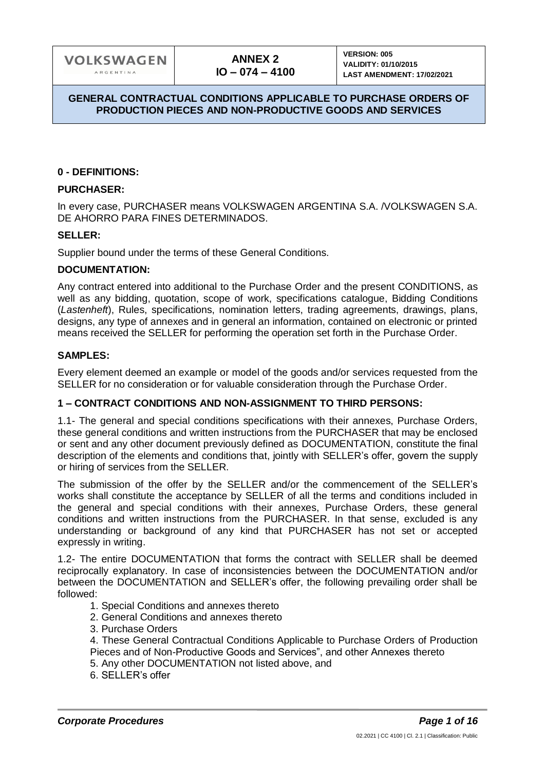# GENERAL CONTRACTUAL CONDITIONS APPLICABLE TO PURCHASE ORDERS OF PRODUCTION PIECES AND NON-PRODUCTIVE GOODS AND SERVICES

**ANNEX 2**
**IO – 074 – 4100**

**VERSION: 005**
**VALIDITY: 01/10/2015**
**LAST AMENDMENT: 17/02/2021**

## 0 - DEFINITIONS:

### PURCHASER:

In every case, PURCHASER means VOLKSWAGEN ARGENTINA S.A. /VOLKSWAGEN S.A. DE AHORRO PARA FINES DETERMINADOS.

### SELLER:

Supplier bound under the terms of these General Conditions.

### DOCUMENTATION:

Any contract entered into additional to the Purchase Order and the present CONDITIONS, as well as any bidding, quotation, scope of work, specifications catalogue, Bidding Conditions (*Lastenheft*), Rules, specifications, nomination letters, trading agreements, drawings, plans, designs, any type of annexes and in general an information, contained on electronic or printed means received the SELLER for performing the operation set forth in the Purchase Order.

### SAMPLES:

Every element deemed an example or model of the goods and/or services requested from the SELLER for no consideration or for valuable consideration through the Purchase Order.

## 1 – CONTRACT CONDITIONS AND NON-ASSIGNMENT TO THIRD PERSONS:

1.1- The general and special conditions specifications with their annexes, Purchase Orders, these general conditions and written instructions from the PURCHASER that may be enclosed or sent and any other document previously defined as DOCUMENTATION, constitute the final description of the elements and conditions that, jointly with SELLER's offer, govern the supply or hiring of services from the SELLER.

The submission of the offer by the SELLER and/or the commencement of the SELLER's works shall constitute the acceptance by SELLER of all the terms and conditions included in the general and special conditions with their annexes, Purchase Orders, these general conditions and written instructions from the PURCHASER. In that sense, excluded is any understanding or background of any kind that PURCHASER has not set or accepted expressly in writing.

1.2- The entire DOCUMENTATION that forms the contract with SELLER shall be deemed reciprocally explanatory. In case of inconsistencies between the DOCUMENTATION and/or between the DOCUMENTATION and SELLER's offer, the following prevailing order shall be followed:

1. Special Conditions and annexes thereto
2. General Conditions and annexes thereto
3. Purchase Orders
4. These General Contractual Conditions Applicable to Purchase Orders of Production Pieces and of Non-Productive Goods and Services", and other Annexes thereto
5. Any other DOCUMENTATION not listed above, and
6. SELLER's offer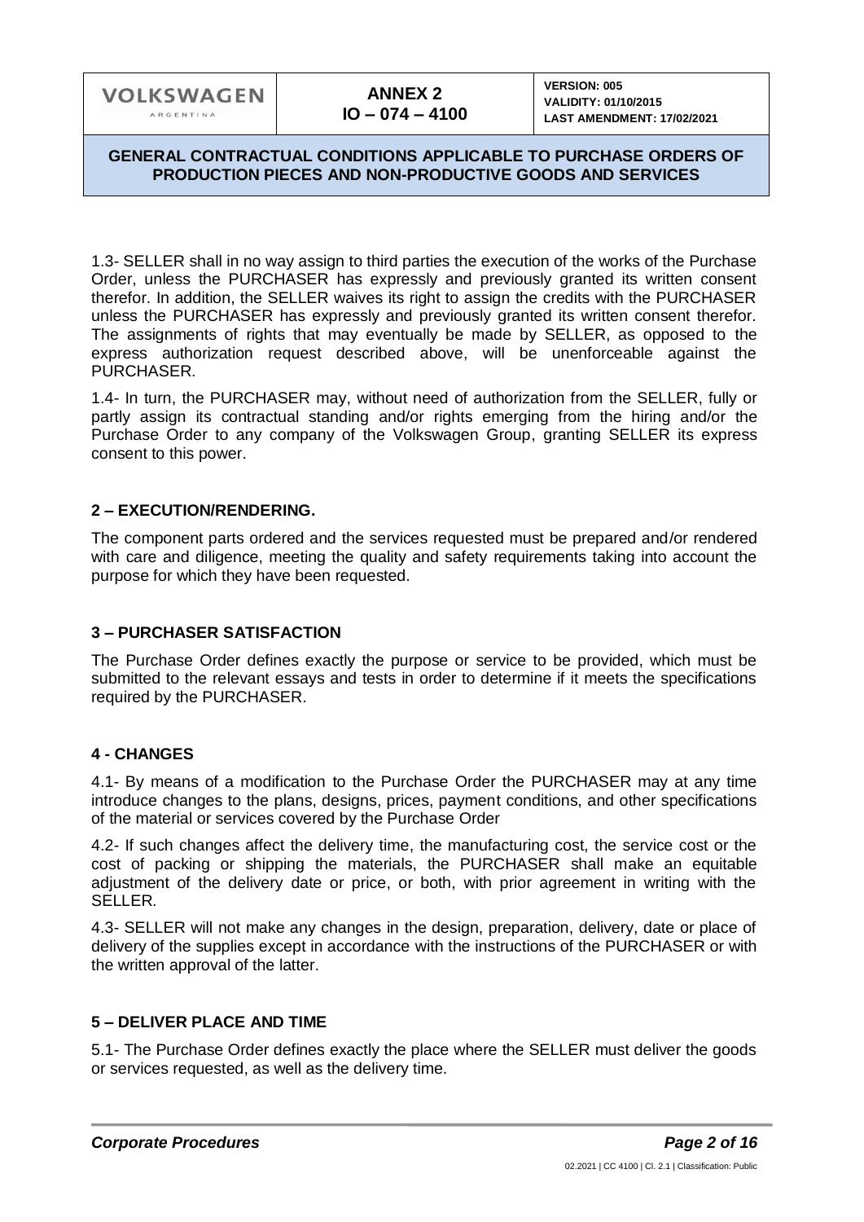1.3- SELLER shall in no way assign to third parties the execution of the works of the Purchase Order, unless the PURCHASER has expressly and previously granted its written consent therefor. In addition, the SELLER waives its right to assign the credits with the PURCHASER unless the PURCHASER has expressly and previously granted its written consent therefor. The assignments of rights that may eventually be made by SELLER, as opposed to the express authorization request described above, will be unenforceable against the PURCHASER.

1.4- In turn, the PURCHASER may, without need of authorization from the SELLER, fully or partly assign its contractual standing and/or rights emerging from the hiring and/or the Purchase Order to any company of the Volkswagen Group, granting SELLER its express consent to this power.

## 2 – EXECUTION/RENDERING.

The component parts ordered and the services requested must be prepared and/or rendered with care and diligence, meeting the quality and safety requirements taking into account the purpose for which they have been requested.

## 3 – PURCHASER SATISFACTION

The Purchase Order defines exactly the purpose or service to be provided, which must be submitted to the relevant essays and tests in order to determine if it meets the specifications required by the PURCHASER.

## 4 - CHANGES

4.1- By means of a modification to the Purchase Order the PURCHASER may at any time introduce changes to the plans, designs, prices, payment conditions, and other specifications of the material or services covered by the Purchase Order

4.2- If such changes affect the delivery time, the manufacturing cost, the service cost or the cost of packing or shipping the materials, the PURCHASER shall make an equitable adjustment of the delivery date or price, or both, with prior agreement in writing with the SELLER.

4.3- SELLER will not make any changes in the design, preparation, delivery, date or place of delivery of the supplies except in accordance with the instructions of the PURCHASER or with the written approval of the latter.

## 5 – DELIVER PLACE AND TIME

5.1- The Purchase Order defines exactly the place where the SELLER must deliver the goods or services requested, as well as the delivery time.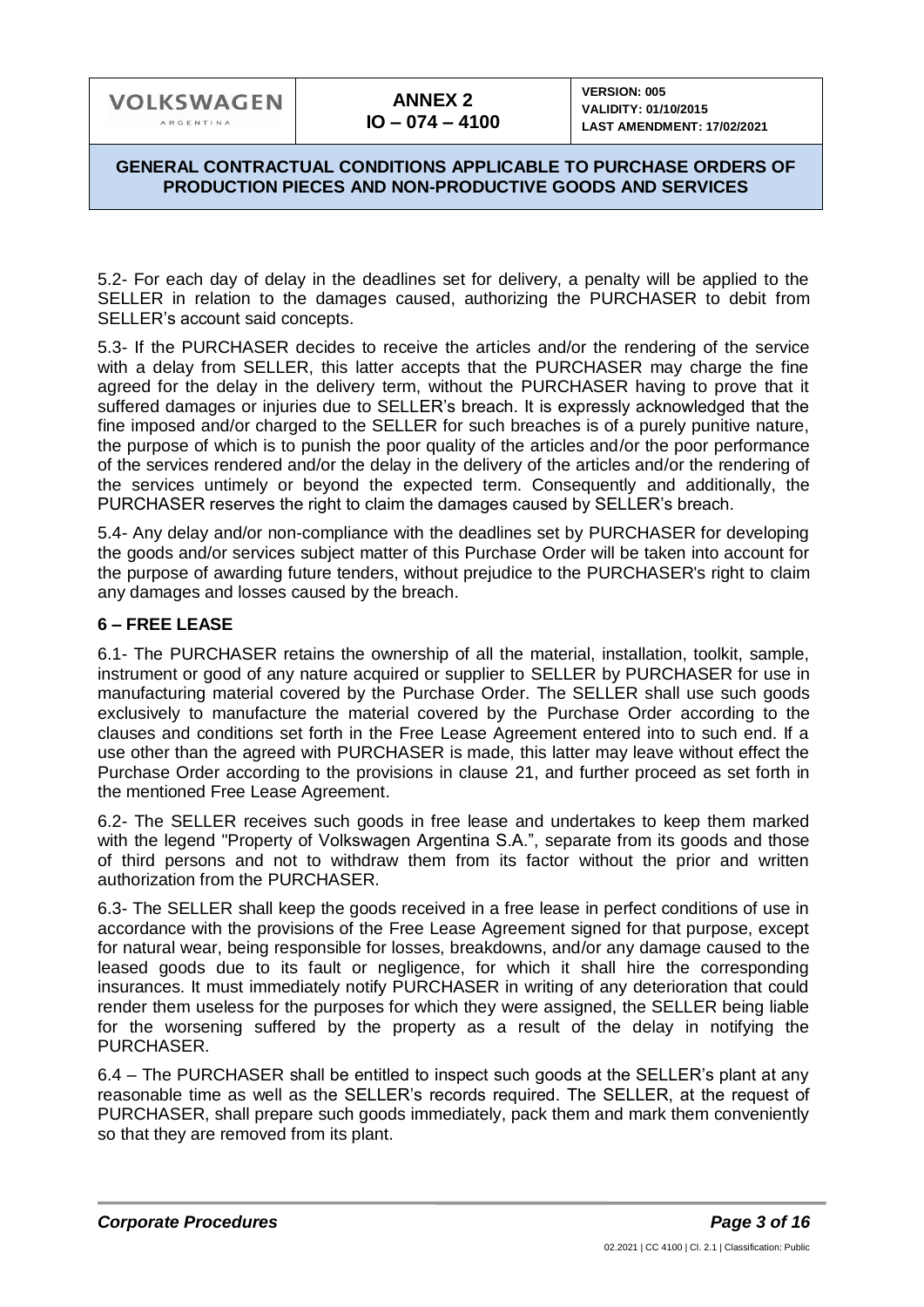5.2- For each day of delay in the deadlines set for delivery, a penalty will be applied to the SELLER in relation to the damages caused, authorizing the PURCHASER to debit from SELLER's account said concepts.

5.3- If the PURCHASER decides to receive the articles and/or the rendering of the service with a delay from SELLER, this latter accepts that the PURCHASER may charge the fine agreed for the delay in the delivery term, without the PURCHASER having to prove that it suffered damages or injuries due to SELLER's breach. It is expressly acknowledged that the fine imposed and/or charged to the SELLER for such breaches is of a purely punitive nature, the purpose of which is to punish the poor quality of the articles and/or the poor performance of the services rendered and/or the delay in the delivery of the articles and/or the rendering of the services untimely or beyond the expected term. Consequently and additionally, the PURCHASER reserves the right to claim the damages caused by SELLER's breach.

5.4- Any delay and/or non-compliance with the deadlines set by PURCHASER for developing the goods and/or services subject matter of this Purchase Order will be taken into account for the purpose of awarding future tenders, without prejudice to the PURCHASER's right to claim any damages and losses caused by the breach.

## 6 – FREE LEASE

6.1- The PURCHASER retains the ownership of all the material, installation, toolkit, sample, instrument or good of any nature acquired or supplier to SELLER by PURCHASER for use in manufacturing material covered by the Purchase Order. The SELLER shall use such goods exclusively to manufacture the material covered by the Purchase Order according to the clauses and conditions set forth in the Free Lease Agreement entered into to such end. If a use other than the agreed with PURCHASER is made, this latter may leave without effect the Purchase Order according to the provisions in clause 21, and further proceed as set forth in the mentioned Free Lease Agreement.

6.2- The SELLER receives such goods in free lease and undertakes to keep them marked with the legend "Property of Volkswagen Argentina S.A.", separate from its goods and those of third persons and not to withdraw them from its factor without the prior and written authorization from the PURCHASER.

6.3- The SELLER shall keep the goods received in a free lease in perfect conditions of use in accordance with the provisions of the Free Lease Agreement signed for that purpose, except for natural wear, being responsible for losses, breakdowns, and/or any damage caused to the leased goods due to its fault or negligence, for which it shall hire the corresponding insurances. It must immediately notify PURCHASER in writing of any deterioration that could render them useless for the purposes for which they were assigned, the SELLER being liable for the worsening suffered by the property as a result of the delay in notifying the PURCHASER.

6.4 – The PURCHASER shall be entitled to inspect such goods at the SELLER's plant at any reasonable time as well as the SELLER's records required. The SELLER, at the request of PURCHASER, shall prepare such goods immediately, pack them and mark them conveniently so that they are removed from its plant.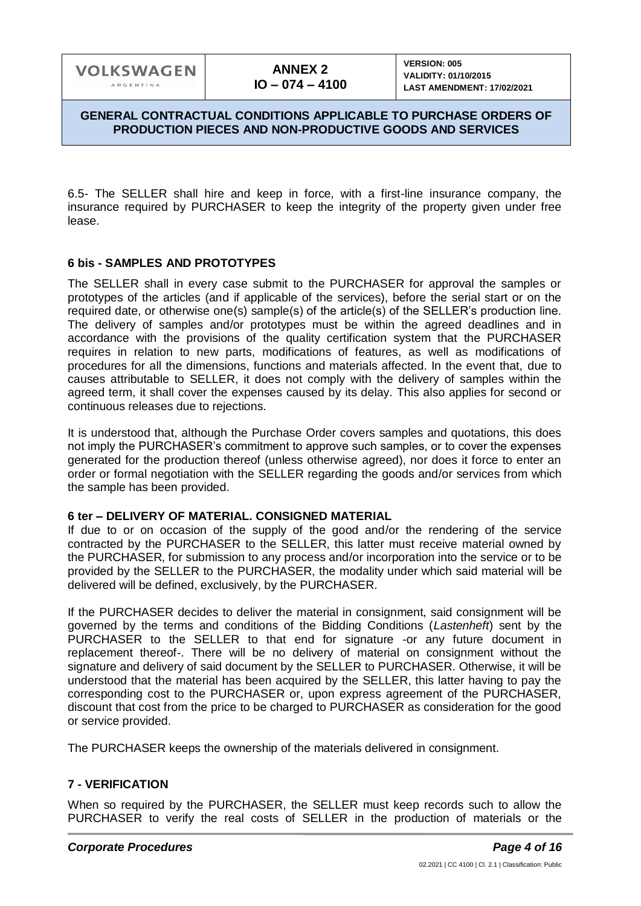6.5- The SELLER shall hire and keep in force, with a first-line insurance company, the insurance required by PURCHASER to keep the integrity of the property given under free lease.

## 6 bis - SAMPLES AND PROTOTYPES

The SELLER shall in every case submit to the PURCHASER for approval the samples or prototypes of the articles (and if applicable of the services), before the serial start or on the required date, or otherwise one(s) sample(s) of the article(s) of the SELLER's production line. The delivery of samples and/or prototypes must be within the agreed deadlines and in accordance with the provisions of the quality certification system that the PURCHASER requires in relation to new parts, modifications of features, as well as modifications of procedures for all the dimensions, functions and materials affected. In the event that, due to causes attributable to SELLER, it does not comply with the delivery of samples within the agreed term, it shall cover the expenses caused by its delay. This also applies for second or continuous releases due to rejections.

It is understood that, although the Purchase Order covers samples and quotations, this does not imply the PURCHASER's commitment to approve such samples, or to cover the expenses generated for the production thereof (unless otherwise agreed), nor does it force to enter an order or formal negotiation with the SELLER regarding the goods and/or services from which the sample has been provided.

## 6 ter – DELIVERY OF MATERIAL. CONSIGNED MATERIAL

If due to or on occasion of the supply of the good and/or the rendering of the service contracted by the PURCHASER to the SELLER, this latter must receive material owned by the PURCHASER, for submission to any process and/or incorporation into the service or to be provided by the SELLER to the PURCHASER, the modality under which said material will be delivered will be defined, exclusively, by the PURCHASER.

If the PURCHASER decides to deliver the material in consignment, said consignment will be governed by the terms and conditions of the Bidding Conditions (*Lastenheft*) sent by the PURCHASER to the SELLER to that end for signature -or any future document in replacement thereof-. There will be no delivery of material on consignment without the signature and delivery of said document by the SELLER to PURCHASER. Otherwise, it will be understood that the material has been acquired by the SELLER, this latter having to pay the corresponding cost to the PURCHASER or, upon express agreement of the PURCHASER, discount that cost from the price to be charged to PURCHASER as consideration for the good or service provided.

The PURCHASER keeps the ownership of the materials delivered in consignment.

## 7 - VERIFICATION

When so required by the PURCHASER, the SELLER must keep records such to allow the PURCHASER to verify the real costs of SELLER in the production of materials or the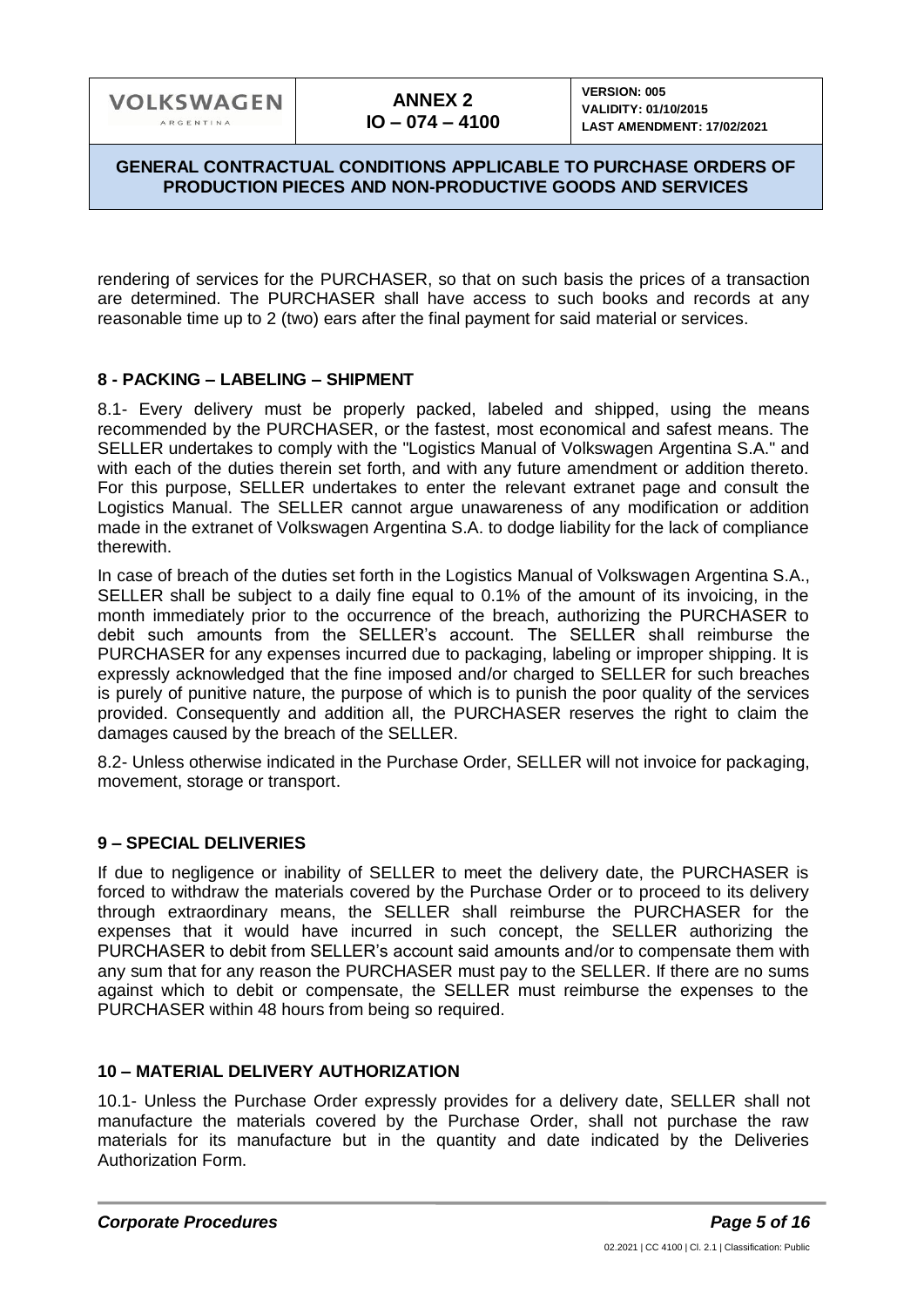rendering of services for the PURCHASER, so that on such basis the prices of a transaction are determined. The PURCHASER shall have access to such books and records at any reasonable time up to 2 (two) ears after the final payment for said material or services.

## 8 - PACKING – LABELING – SHIPMENT

8.1- Every delivery must be properly packed, labeled and shipped, using the means recommended by the PURCHASER, or the fastest, most economical and safest means. The SELLER undertakes to comply with the "Logistics Manual of Volkswagen Argentina S.A." and with each of the duties therein set forth, and with any future amendment or addition thereto. For this purpose, SELLER undertakes to enter the relevant extranet page and consult the Logistics Manual. The SELLER cannot argue unawareness of any modification or addition made in the extranet of Volkswagen Argentina S.A. to dodge liability for the lack of compliance therewith.

In case of breach of the duties set forth in the Logistics Manual of Volkswagen Argentina S.A., SELLER shall be subject to a daily fine equal to 0.1% of the amount of its invoicing, in the month immediately prior to the occurrence of the breach, authorizing the PURCHASER to debit such amounts from the SELLER's account. The SELLER shall reimburse the PURCHASER for any expenses incurred due to packaging, labeling or improper shipping. It is expressly acknowledged that the fine imposed and/or charged to SELLER for such breaches is purely of punitive nature, the purpose of which is to punish the poor quality of the services provided. Consequently and addition all, the PURCHASER reserves the right to claim the damages caused by the breach of the SELLER.

8.2- Unless otherwise indicated in the Purchase Order, SELLER will not invoice for packaging, movement, storage or transport.

## 9 – SPECIAL DELIVERIES

If due to negligence or inability of SELLER to meet the delivery date, the PURCHASER is forced to withdraw the materials covered by the Purchase Order or to proceed to its delivery through extraordinary means, the SELLER shall reimburse the PURCHASER for the expenses that it would have incurred in such concept, the SELLER authorizing the PURCHASER to debit from SELLER's account said amounts and/or to compensate them with any sum that for any reason the PURCHASER must pay to the SELLER. If there are no sums against which to debit or compensate, the SELLER must reimburse the expenses to the PURCHASER within 48 hours from being so required.

## 10 – MATERIAL DELIVERY AUTHORIZATION

10.1- Unless the Purchase Order expressly provides for a delivery date, SELLER shall not manufacture the materials covered by the Purchase Order, shall not purchase the raw materials for its manufacture but in the quantity and date indicated by the Deliveries Authorization Form.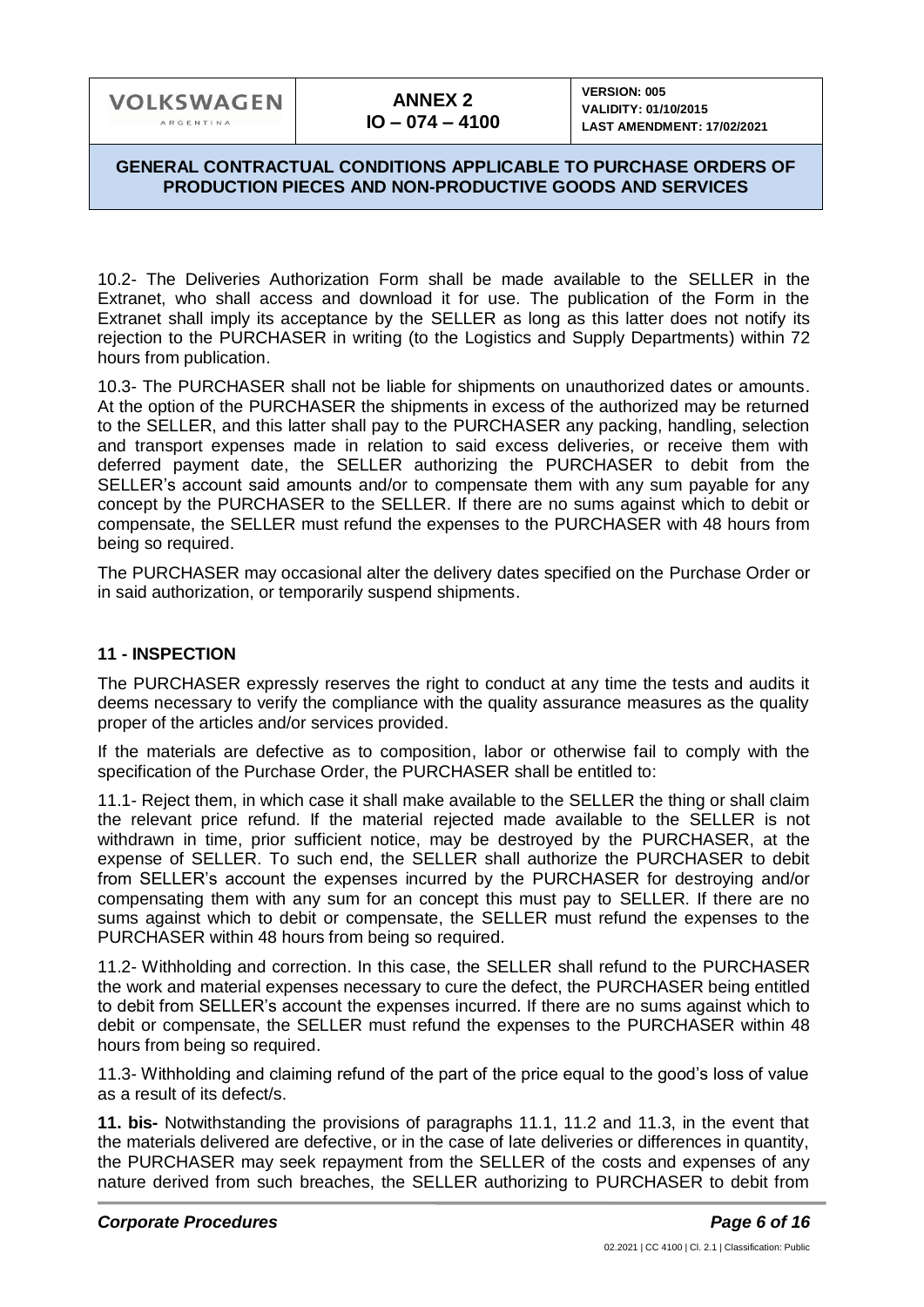10.2- The Deliveries Authorization Form shall be made available to the SELLER in the Extranet, who shall access and download it for use. The publication of the Form in the Extranet shall imply its acceptance by the SELLER as long as this latter does not notify its rejection to the PURCHASER in writing (to the Logistics and Supply Departments) within 72 hours from publication.

10.3- The PURCHASER shall not be liable for shipments on unauthorized dates or amounts. At the option of the PURCHASER the shipments in excess of the authorized may be returned to the SELLER, and this latter shall pay to the PURCHASER any packing, handling, selection and transport expenses made in relation to said excess deliveries, or receive them with deferred payment date, the SELLER authorizing the PURCHASER to debit from the SELLER's account said amounts and/or to compensate them with any sum payable for any concept by the PURCHASER to the SELLER. If there are no sums against which to debit or compensate, the SELLER must refund the expenses to the PURCHASER with 48 hours from being so required.

The PURCHASER may occasional alter the delivery dates specified on the Purchase Order or in said authorization, or temporarily suspend shipments.

## 11 - INSPECTION

The PURCHASER expressly reserves the right to conduct at any time the tests and audits it deems necessary to verify the compliance with the quality assurance measures as the quality proper of the articles and/or services provided.

If the materials are defective as to composition, labor or otherwise fail to comply with the specification of the Purchase Order, the PURCHASER shall be entitled to:

11.1- Reject them, in which case it shall make available to the SELLER the thing or shall claim the relevant price refund. If the material rejected made available to the SELLER is not withdrawn in time, prior sufficient notice, may be destroyed by the PURCHASER, at the expense of SELLER. To such end, the SELLER shall authorize the PURCHASER to debit from SELLER's account the expenses incurred by the PURCHASER for destroying and/or compensating them with any sum for an concept this must pay to SELLER. If there are no sums against which to debit or compensate, the SELLER must refund the expenses to the PURCHASER within 48 hours from being so required.

11.2- Withholding and correction. In this case, the SELLER shall refund to the PURCHASER the work and material expenses necessary to cure the defect, the PURCHASER being entitled to debit from SELLER's account the expenses incurred. If there are no sums against which to debit or compensate, the SELLER must refund the expenses to the PURCHASER within 48 hours from being so required.

11.3- Withholding and claiming refund of the part of the price equal to the good's loss of value as a result of its defect/s.

**11. bis-** Notwithstanding the provisions of paragraphs 11.1, 11.2 and 11.3, in the event that the materials delivered are defective, or in the case of late deliveries or differences in quantity, the PURCHASER may seek repayment from the SELLER of the costs and expenses of any nature derived from such breaches, the SELLER authorizing to PURCHASER to debit from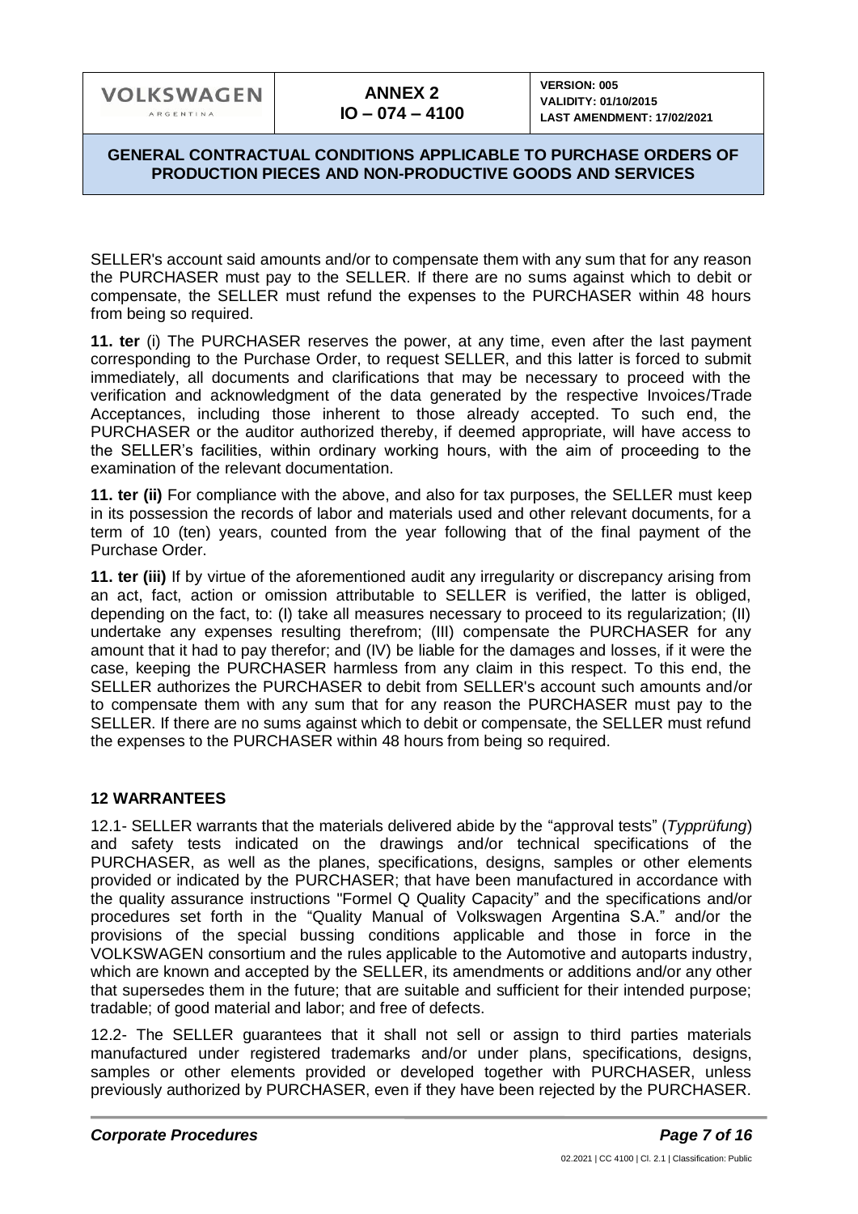SELLER's account said amounts and/or to compensate them with any sum that for any reason the PURCHASER must pay to the SELLER. If there are no sums against which to debit or compensate, the SELLER must refund the expenses to the PURCHASER within 48 hours from being so required.

**11. ter** (i) The PURCHASER reserves the power, at any time, even after the last payment corresponding to the Purchase Order, to request SELLER, and this latter is forced to submit immediately, all documents and clarifications that may be necessary to proceed with the verification and acknowledgment of the data generated by the respective Invoices/Trade Acceptances, including those inherent to those already accepted. To such end, the PURCHASER or the auditor authorized thereby, if deemed appropriate, will have access to the SELLER's facilities, within ordinary working hours, with the aim of proceeding to the examination of the relevant documentation.

**11. ter (ii)** For compliance with the above, and also for tax purposes, the SELLER must keep in its possession the records of labor and materials used and other relevant documents, for a term of 10 (ten) years, counted from the year following that of the final payment of the Purchase Order.

**11. ter (iii)** If by virtue of the aforementioned audit any irregularity or discrepancy arising from an act, fact, action or omission attributable to SELLER is verified, the latter is obliged, depending on the fact, to: (I) take all measures necessary to proceed to its regularization; (II) undertake any expenses resulting therefrom; (III) compensate the PURCHASER for any amount that it had to pay therefor; and (IV) be liable for the damages and losses, if it were the case, keeping the PURCHASER harmless from any claim in this respect. To this end, the SELLER authorizes the PURCHASER to debit from SELLER's account such amounts and/or to compensate them with any sum that for any reason the PURCHASER must pay to the SELLER. If there are no sums against which to debit or compensate, the SELLER must refund the expenses to the PURCHASER within 48 hours from being so required.

## 12 WARRANTEES

12.1- SELLER warrants that the materials delivered abide by the "approval tests" (*Typprüfung*) and safety tests indicated on the drawings and/or technical specifications of the PURCHASER, as well as the planes, specifications, designs, samples or other elements provided or indicated by the PURCHASER; that have been manufactured in accordance with the quality assurance instructions "Formel Q Quality Capacity" and the specifications and/or procedures set forth in the "Quality Manual of Volkswagen Argentina S.A." and/or the provisions of the special bussing conditions applicable and those in force in the VOLKSWAGEN consortium and the rules applicable to the Automotive and autoparts industry, which are known and accepted by the SELLER, its amendments or additions and/or any other that supersedes them in the future; that are suitable and sufficient for their intended purpose; tradable; of good material and labor; and free of defects.

12.2- The SELLER guarantees that it shall not sell or assign to third parties materials manufactured under registered trademarks and/or under plans, specifications, designs, samples or other elements provided or developed together with PURCHASER, unless previously authorized by PURCHASER, even if they have been rejected by the PURCHASER.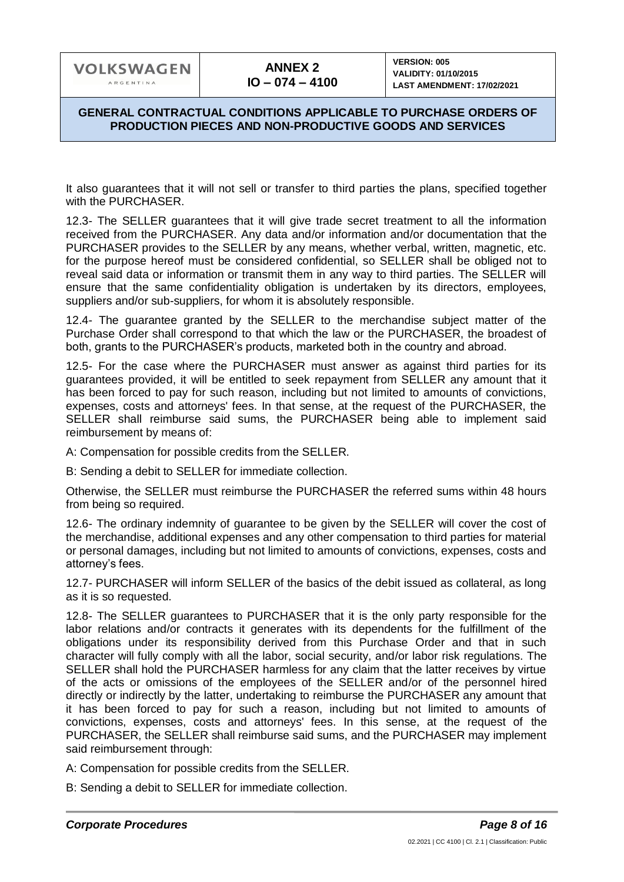It also guarantees that it will not sell or transfer to third parties the plans, specified together with the PURCHASER.

12.3- The SELLER guarantees that it will give trade secret treatment to all the information received from the PURCHASER. Any data and/or information and/or documentation that the PURCHASER provides to the SELLER by any means, whether verbal, written, magnetic, etc. for the purpose hereof must be considered confidential, so SELLER shall be obliged not to reveal said data or information or transmit them in any way to third parties. The SELLER will ensure that the same confidentiality obligation is undertaken by its directors, employees, suppliers and/or sub-suppliers, for whom it is absolutely responsible.

12.4- The guarantee granted by the SELLER to the merchandise subject matter of the Purchase Order shall correspond to that which the law or the PURCHASER, the broadest of both, grants to the PURCHASER's products, marketed both in the country and abroad.

12.5- For the case where the PURCHASER must answer as against third parties for its guarantees provided, it will be entitled to seek repayment from SELLER any amount that it has been forced to pay for such reason, including but not limited to amounts of convictions, expenses, costs and attorneys' fees. In that sense, at the request of the PURCHASER, the SELLER shall reimburse said sums, the PURCHASER being able to implement said reimbursement by means of:

A: Compensation for possible credits from the SELLER.

B: Sending a debit to SELLER for immediate collection.

Otherwise, the SELLER must reimburse the PURCHASER the referred sums within 48 hours from being so required.

12.6- The ordinary indemnity of guarantee to be given by the SELLER will cover the cost of the merchandise, additional expenses and any other compensation to third parties for material or personal damages, including but not limited to amounts of convictions, expenses, costs and attorney's fees.

12.7- PURCHASER will inform SELLER of the basics of the debit issued as collateral, as long as it is so requested.

12.8- The SELLER guarantees to PURCHASER that it is the only party responsible for the labor relations and/or contracts it generates with its dependents for the fulfillment of the obligations under its responsibility derived from this Purchase Order and that in such character will fully comply with all the labor, social security, and/or labor risk regulations. The SELLER shall hold the PURCHASER harmless for any claim that the latter receives by virtue of the acts or omissions of the employees of the SELLER and/or of the personnel hired directly or indirectly by the latter, undertaking to reimburse the PURCHASER any amount that it has been forced to pay for such a reason, including but not limited to amounts of convictions, expenses, costs and attorneys' fees. In this sense, at the request of the PURCHASER, the SELLER shall reimburse said sums, and the PURCHASER may implement said reimbursement through:

A: Compensation for possible credits from the SELLER.

B: Sending a debit to SELLER for immediate collection.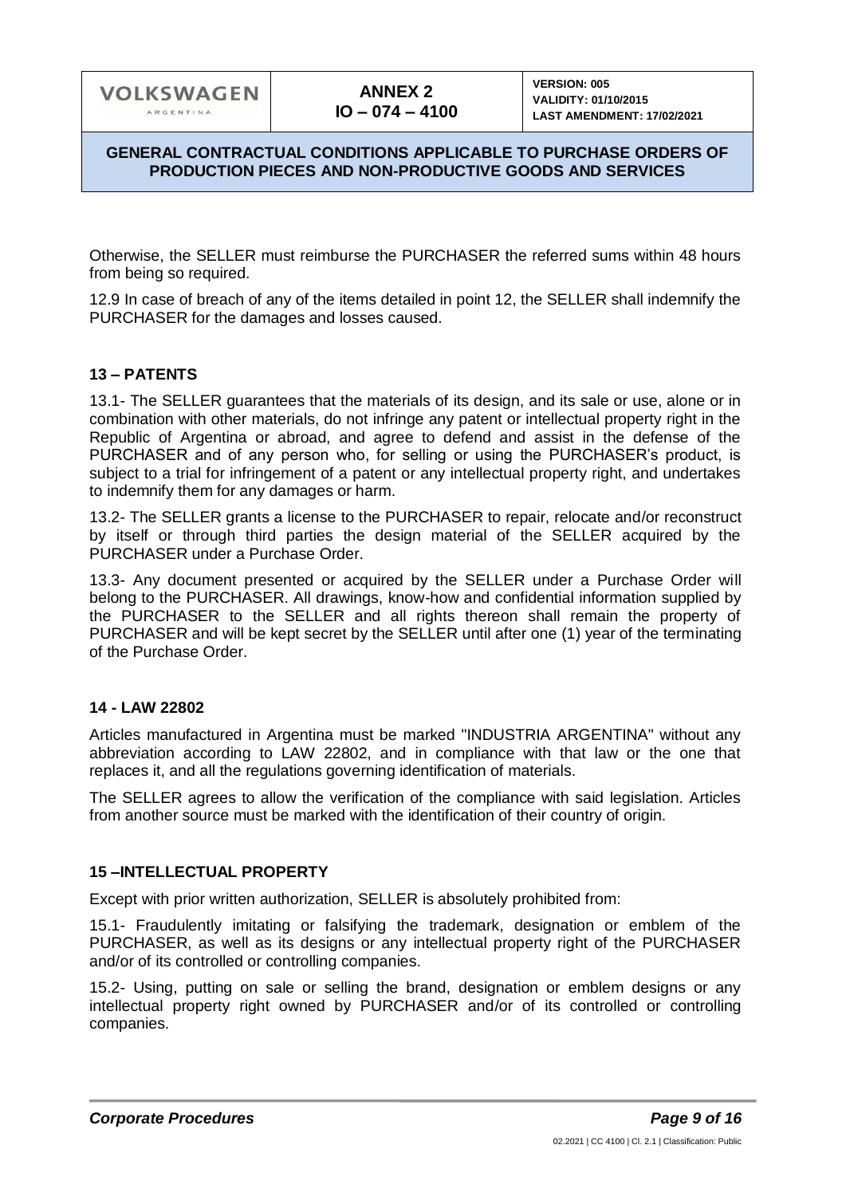Otherwise, the SELLER must reimburse the PURCHASER the referred sums within 48 hours from being so required.

12.9 In case of breach of any of the items detailed in point 12, the SELLER shall indemnify the PURCHASER for the damages and losses caused.

## 13 – PATENTS

13.1- The SELLER guarantees that the materials of its design, and its sale or use, alone or in combination with other materials, do not infringe any patent or intellectual property right in the Republic of Argentina or abroad, and agree to defend and assist in the defense of the PURCHASER and of any person who, for selling or using the PURCHASER's product, is subject to a trial for infringement of a patent or any intellectual property right, and undertakes to indemnify them for any damages or harm.

13.2- The SELLER grants a license to the PURCHASER to repair, relocate and/or reconstruct by itself or through third parties the design material of the SELLER acquired by the PURCHASER under a Purchase Order.

13.3- Any document presented or acquired by the SELLER under a Purchase Order will belong to the PURCHASER. All drawings, know-how and confidential information supplied by the PURCHASER to the SELLER and all rights thereon shall remain the property of PURCHASER and will be kept secret by the SELLER until after one (1) year of the terminating of the Purchase Order.

## 14 - LAW 22802

Articles manufactured in Argentina must be marked "INDUSTRIA ARGENTINA" without any abbreviation according to LAW 22802, and in compliance with that law or the one that replaces it, and all the regulations governing identification of materials.

The SELLER agrees to allow the verification of the compliance with said legislation. Articles from another source must be marked with the identification of their country of origin.

## 15 –INTELLECTUAL PROPERTY

Except with prior written authorization, SELLER is absolutely prohibited from:

15.1- Fraudulently imitating or falsifying the trademark, designation or emblem of the PURCHASER, as well as its designs or any intellectual property right of the PURCHASER and/or of its controlled or controlling companies.

15.2- Using, putting on sale or selling the brand, designation or emblem designs or any intellectual property right owned by PURCHASER and/or of its controlled or controlling companies.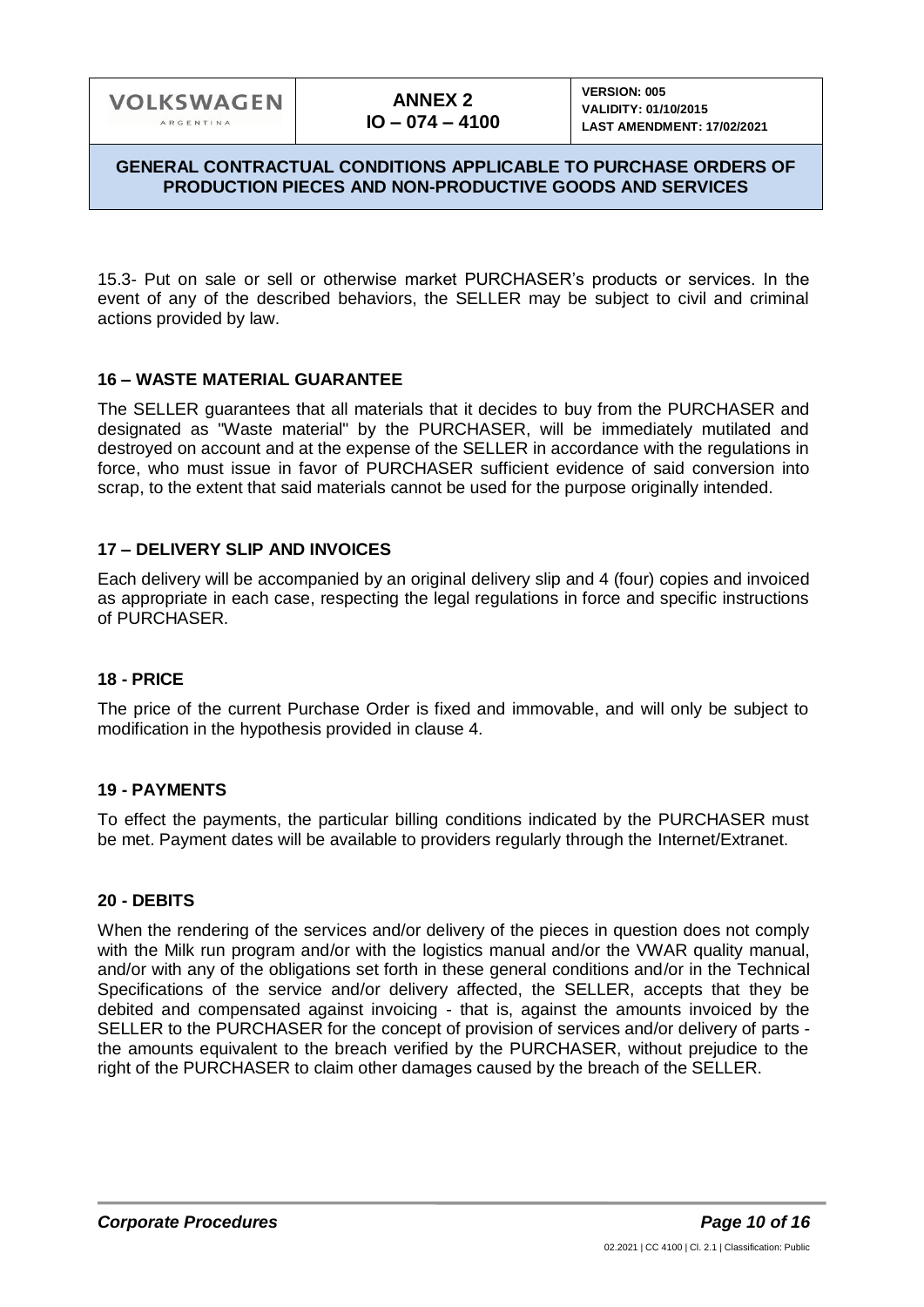15.3- Put on sale or sell or otherwise market PURCHASER's products or services. In the event of any of the described behaviors, the SELLER may be subject to civil and criminal actions provided by law.

## 16 – WASTE MATERIAL GUARANTEE

The SELLER guarantees that all materials that it decides to buy from the PURCHASER and designated as "Waste material" by the PURCHASER, will be immediately mutilated and destroyed on account and at the expense of the SELLER in accordance with the regulations in force, who must issue in favor of PURCHASER sufficient evidence of said conversion into scrap, to the extent that said materials cannot be used for the purpose originally intended.

## 17 – DELIVERY SLIP AND INVOICES

Each delivery will be accompanied by an original delivery slip and 4 (four) copies and invoiced as appropriate in each case, respecting the legal regulations in force and specific instructions of PURCHASER.

## 18 - PRICE

The price of the current Purchase Order is fixed and immovable, and will only be subject to modification in the hypothesis provided in clause 4.

## 19 - PAYMENTS

To effect the payments, the particular billing conditions indicated by the PURCHASER must be met. Payment dates will be available to providers regularly through the Internet/Extranet.

## 20 - DEBITS

When the rendering of the services and/or delivery of the pieces in question does not comply with the Milk run program and/or with the logistics manual and/or the VWAR quality manual, and/or with any of the obligations set forth in these general conditions and/or in the Technical Specifications of the service and/or delivery affected, the SELLER, accepts that they be debited and compensated against invoicing - that is, against the amounts invoiced by the SELLER to the PURCHASER for the concept of provision of services and/or delivery of parts - the amounts equivalent to the breach verified by the PURCHASER, without prejudice to the right of the PURCHASER to claim other damages caused by the breach of the SELLER.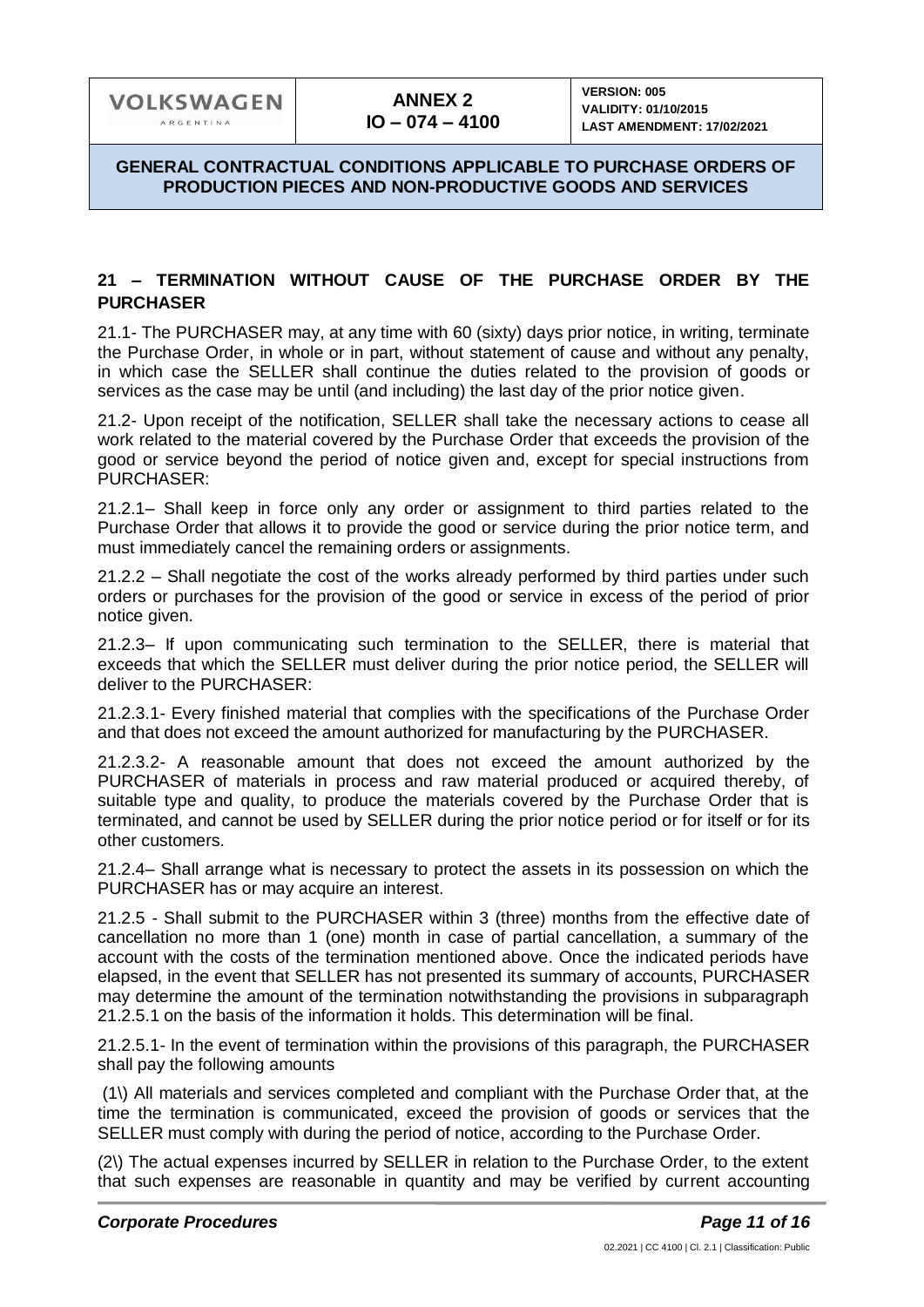## 21 – TERMINATION WITHOUT CAUSE OF THE PURCHASE ORDER BY THE PURCHASER

21.1- The PURCHASER may, at any time with 60 (sixty) days prior notice, in writing, terminate the Purchase Order, in whole or in part, without statement of cause and without any penalty, in which case the SELLER shall continue the duties related to the provision of goods or services as the case may be until (and including) the last day of the prior notice given.

21.2- Upon receipt of the notification, SELLER shall take the necessary actions to cease all work related to the material covered by the Purchase Order that exceeds the provision of the good or service beyond the period of notice given and, except for special instructions from PURCHASER:

21.2.1– Shall keep in force only any order or assignment to third parties related to the Purchase Order that allows it to provide the good or service during the prior notice term, and must immediately cancel the remaining orders or assignments.

21.2.2 – Shall negotiate the cost of the works already performed by third parties under such orders or purchases for the provision of the good or service in excess of the period of prior notice given.

21.2.3– If upon communicating such termination to the SELLER, there is material that exceeds that which the SELLER must deliver during the prior notice period, the SELLER will deliver to the PURCHASER:

21.2.3.1- Every finished material that complies with the specifications of the Purchase Order and that does not exceed the amount authorized for manufacturing by the PURCHASER.

21.2.3.2- A reasonable amount that does not exceed the amount authorized by the PURCHASER of materials in process and raw material produced or acquired thereby, of suitable type and quality, to produce the materials covered by the Purchase Order that is terminated, and cannot be used by SELLER during the prior notice period or for itself or for its other customers.

21.2.4– Shall arrange what is necessary to protect the assets in its possession on which the PURCHASER has or may acquire an interest.

21.2.5 - Shall submit to the PURCHASER within 3 (three) months from the effective date of cancellation no more than 1 (one) month in case of partial cancellation, a summary of the account with the costs of the termination mentioned above. Once the indicated periods have elapsed, in the event that SELLER has not presented its summary of accounts, PURCHASER may determine the amount of the termination notwithstanding the provisions in subparagraph 21.2.5.1 on the basis of the information it holds. This determination will be final.

21.2.5.1- In the event of termination within the provisions of this paragraph, the PURCHASER shall pay the following amounts

(1) All materials and services completed and compliant with the Purchase Order that, at the time the termination is communicated, exceed the provision of goods or services that the SELLER must comply with during the period of notice, according to the Purchase Order.

(2) The actual expenses incurred by SELLER in relation to the Purchase Order, to the extent that such expenses are reasonable in quantity and may be verified by current accounting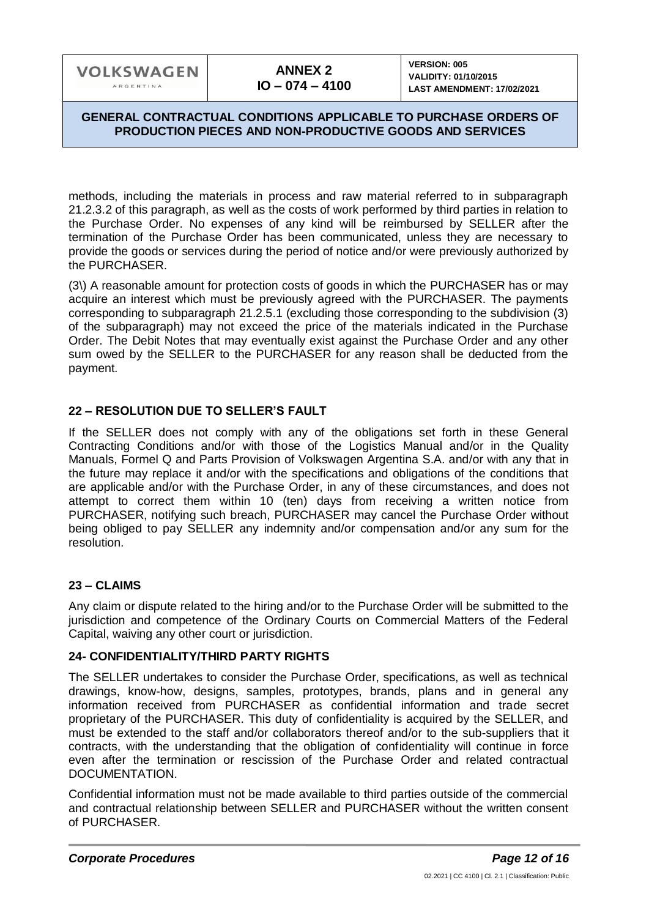methods, including the materials in process and raw material referred to in subparagraph 21.2.3.2 of this paragraph, as well as the costs of work performed by third parties in relation to the Purchase Order. No expenses of any kind will be reimbursed by SELLER after the termination of the Purchase Order has been communicated, unless they are necessary to provide the goods or services during the period of notice and/or were previously authorized by the PURCHASER.

(3\) A reasonable amount for protection costs of goods in which the PURCHASER has or may acquire an interest which must be previously agreed with the PURCHASER. The payments corresponding to subparagraph 21.2.5.1 (excluding those corresponding to the subdivision (3) of the subparagraph) may not exceed the price of the materials indicated in the Purchase Order. The Debit Notes that may eventually exist against the Purchase Order and any other sum owed by the SELLER to the PURCHASER for any reason shall be deducted from the payment.

## 22 – RESOLUTION DUE TO SELLER'S FAULT

If the SELLER does not comply with any of the obligations set forth in these General Contracting Conditions and/or with those of the Logistics Manual and/or in the Quality Manuals, Formel Q and Parts Provision of Volkswagen Argentina S.A. and/or with any that in the future may replace it and/or with the specifications and obligations of the conditions that are applicable and/or with the Purchase Order, in any of these circumstances, and does not attempt to correct them within 10 (ten) days from receiving a written notice from PURCHASER, notifying such breach, PURCHASER may cancel the Purchase Order without being obliged to pay SELLER any indemnity and/or compensation and/or any sum for the resolution.

## 23 – CLAIMS

Any claim or dispute related to the hiring and/or to the Purchase Order will be submitted to the jurisdiction and competence of the Ordinary Courts on Commercial Matters of the Federal Capital, waiving any other court or jurisdiction.

## 24- CONFIDENTIALITY/THIRD PARTY RIGHTS

The SELLER undertakes to consider the Purchase Order, specifications, as well as technical drawings, know-how, designs, samples, prototypes, brands, plans and in general any information received from PURCHASER as confidential information and trade secret proprietary of the PURCHASER. This duty of confidentiality is acquired by the SELLER, and must be extended to the staff and/or collaborators thereof and/or to the sub-suppliers that it contracts, with the understanding that the obligation of confidentiality will continue in force even after the termination or rescission of the Purchase Order and related contractual DOCUMENTATION.

Confidential information must not be made available to third parties outside of the commercial and contractual relationship between SELLER and PURCHASER without the written consent of PURCHASER.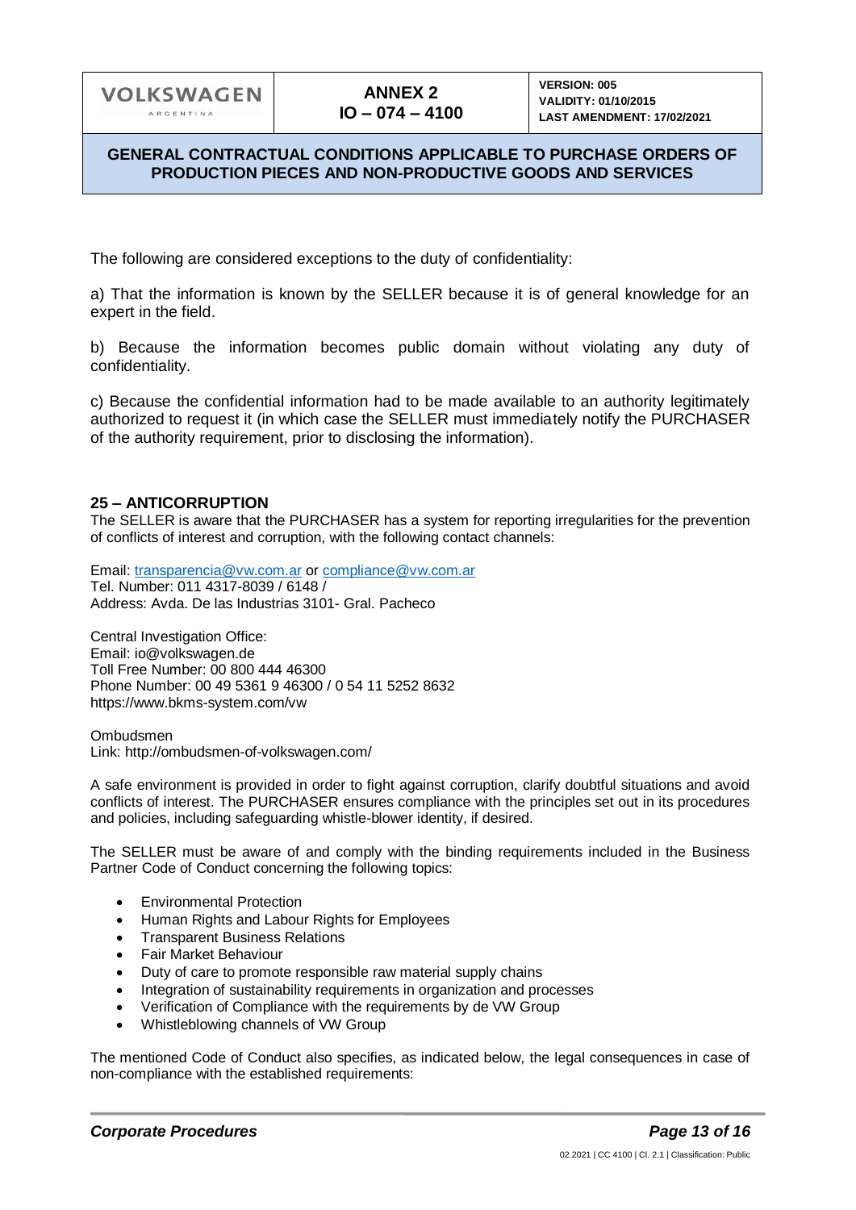The following are considered exceptions to the duty of confidentiality:

a) That the information is known by the SELLER because it is of general knowledge for an expert in the field.

b) Because the information becomes public domain without violating any duty of confidentiality.

c) Because the confidential information had to be made available to an authority legitimately authorized to request it (in which case the SELLER must immediately notify the PURCHASER of the authority requirement, prior to disclosing the information).

## 25 – ANTICORRUPTION

The SELLER is aware that the PURCHASER has a system for reporting irregularities for the prevention of conflicts of interest and corruption, with the following contact channels:

Email: transparencia@vw.com.ar or compliance@vw.com.ar
Tel. Number: 011 4317-8039 / 6148 /
Address: Avda. De las Industrias 3101- Gral. Pacheco

Central Investigation Office:
Email: io@volkswagen.de
Toll Free Number: 00 800 444 46300
Phone Number: 00 49 5361 9 46300 / 0 54 11 5252 8632
https://www.bkms-system.com/vw

Ombudsmen
Link: http://ombudsmen-of-volkswagen.com/

A safe environment is provided in order to fight against corruption, clarify doubtful situations and avoid conflicts of interest. The PURCHASER ensures compliance with the principles set out in its procedures and policies, including safeguarding whistle-blower identity, if desired.

The SELLER must be aware of and comply with the binding requirements included in the Business Partner Code of Conduct concerning the following topics:

- Environmental Protection
- Human Rights and Labour Rights for Employees
- Transparent Business Relations
- Fair Market Behaviour
- Duty of care to promote responsible raw material supply chains
- Integration of sustainability requirements in organization and processes
- Verification of Compliance with the requirements by de VW Group
- Whistleblowing channels of VW Group

The mentioned Code of Conduct also specifies, as indicated below, the legal consequences in case of non-compliance with the established requirements: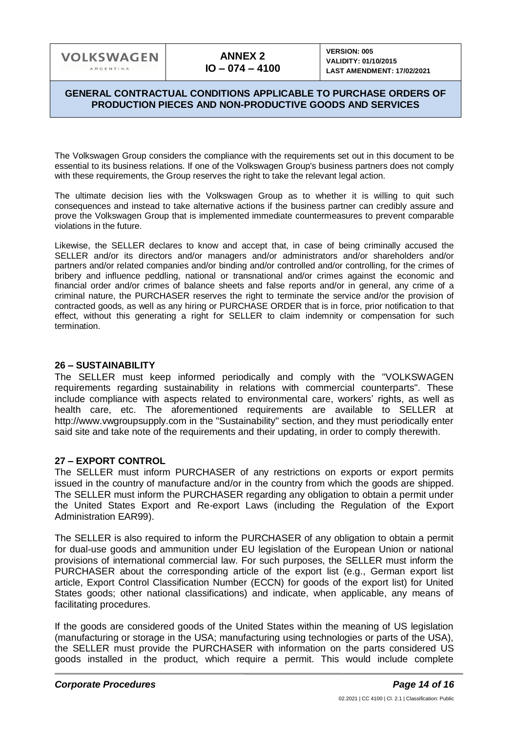The Volkswagen Group considers the compliance with the requirements set out in this document to be essential to its business relations. If one of the Volkswagen Group's business partners does not comply with these requirements, the Group reserves the right to take the relevant legal action.

The ultimate decision lies with the Volkswagen Group as to whether it is willing to quit such consequences and instead to take alternative actions if the business partner can credibly assure and prove the Volkswagen Group that is implemented immediate countermeasures to prevent comparable violations in the future.

Likewise, the SELLER declares to know and accept that, in case of being criminally accused the SELLER and/or its directors and/or managers and/or administrators and/or shareholders and/or partners and/or related companies and/or binding and/or controlled and/or controlling, for the crimes of bribery and influence peddling, national or transnational and/or crimes against the economic and financial order and/or crimes of balance sheets and false reports and/or in general, any crime of a criminal nature, the PURCHASER reserves the right to terminate the service and/or the provision of contracted goods, as well as any hiring or PURCHASE ORDER that is in force, prior notification to that effect, without this generating a right for SELLER to claim indemnity or compensation for such termination.

## 26 – SUSTAINABILITY

The SELLER must keep informed periodically and comply with the "VOLKSWAGEN requirements regarding sustainability in relations with commercial counterparts". These include compliance with aspects related to environmental care, workers' rights, as well as health care, etc. The aforementioned requirements are available to SELLER at http://www.vwgroupsupply.com in the "Sustainability" section, and they must periodically enter said site and take note of the requirements and their updating, in order to comply therewith.

## 27 – EXPORT CONTROL

The SELLER must inform PURCHASER of any restrictions on exports or export permits issued in the country of manufacture and/or in the country from which the goods are shipped. The SELLER must inform the PURCHASER regarding any obligation to obtain a permit under the United States Export and Re-export Laws (including the Regulation of the Export Administration EAR99).

The SELLER is also required to inform the PURCHASER of any obligation to obtain a permit for dual-use goods and ammunition under EU legislation of the European Union or national provisions of international commercial law. For such purposes, the SELLER must inform the PURCHASER about the corresponding article of the export list (e.g., German export list article, Export Control Classification Number (ECCN) for goods of the export list) for United States goods; other national classifications) and indicate, when applicable, any means of facilitating procedures.

If the goods are considered goods of the United States within the meaning of US legislation (manufacturing or storage in the USA; manufacturing using technologies or parts of the USA), the SELLER must provide the PURCHASER with information on the parts considered US goods installed in the product, which require a permit. This would include complete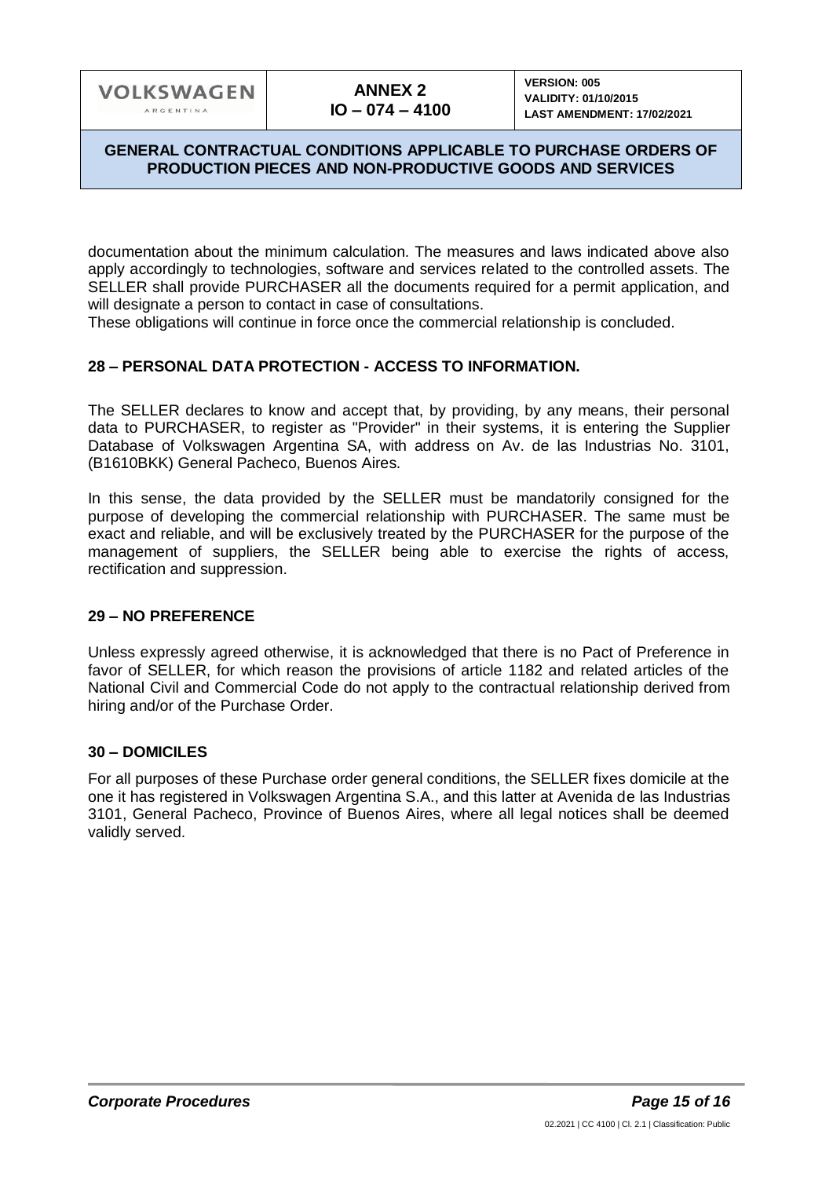documentation about the minimum calculation. The measures and laws indicated above also apply accordingly to technologies, software and services related to the controlled assets. The SELLER shall provide PURCHASER all the documents required for a permit application, and will designate a person to contact in case of consultations.
These obligations will continue in force once the commercial relationship is concluded.

### 28 – PERSONAL DATA PROTECTION - ACCESS TO INFORMATION.

The SELLER declares to know and accept that, by providing, by any means, their personal data to PURCHASER, to register as "Provider" in their systems, it is entering the Supplier Database of Volkswagen Argentina SA, with address on Av. de las Industrias No. 3101, (B1610BKK) General Pacheco, Buenos Aires.

In this sense, the data provided by the SELLER must be mandatorily consigned for the purpose of developing the commercial relationship with PURCHASER. The same must be exact and reliable, and will be exclusively treated by the PURCHASER for the purpose of the management of suppliers, the SELLER being able to exercise the rights of access, rectification and suppression.

### 29 – NO PREFERENCE

Unless expressly agreed otherwise, it is acknowledged that there is no Pact of Preference in favor of SELLER, for which reason the provisions of article 1182 and related articles of the National Civil and Commercial Code do not apply to the contractual relationship derived from hiring and/or of the Purchase Order.

### 30 – DOMICILES

For all purposes of these Purchase order general conditions, the SELLER fixes domicile at the one it has registered in Volkswagen Argentina S.A., and this latter at Avenida de las Industrias 3101, General Pacheco, Province of Buenos Aires, where all legal notices shall be deemed validly served.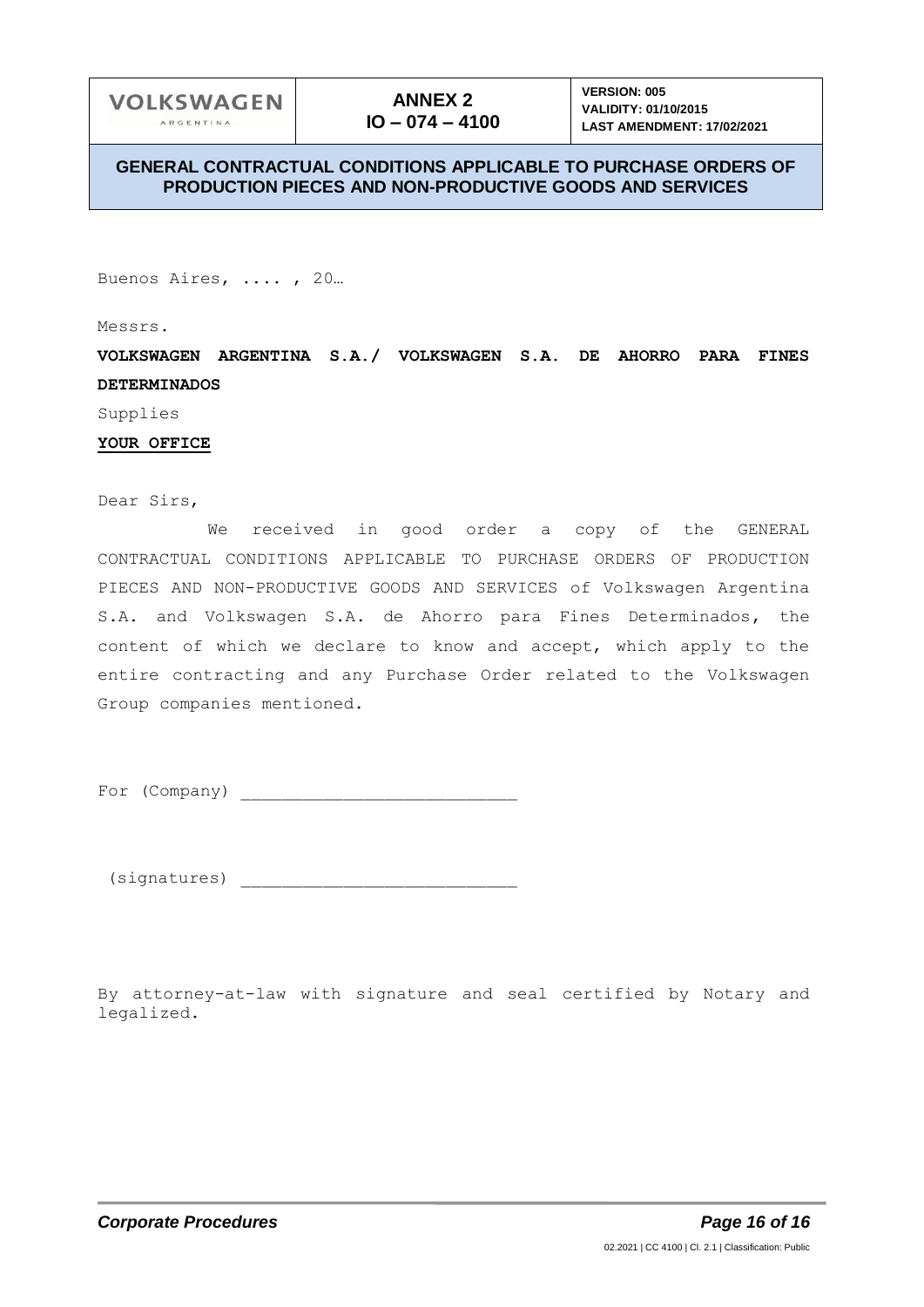| VOLKSWAGEN ARGENTINA | ANNEX 2 IO – 074 – 4100 | VERSION: 005 VALIDITY: 01/10/2015 LAST AMENDMENT: 17/02/2021 |
| --- | --- | --- |

**GENERAL CONTRACTUAL CONDITIONS APPLICABLE TO PURCHASE ORDERS OF PRODUCTION PIECES AND NON-PRODUCTIVE GOODS AND SERVICES**

Buenos Aires, .... , 20…

Messrs.

**VOLKSWAGEN ARGENTINA S.A./ VOLKSWAGEN S.A. DE AHORRO PARA FINES DETERMINADOS**

Supplies

**YOUR OFFICE**

Dear Sirs,

We received in good order a copy of the GENERAL CONTRACTUAL CONDITIONS APPLICABLE TO PURCHASE ORDERS OF PRODUCTION PIECES AND NON-PRODUCTIVE GOODS AND SERVICES of Volkswagen Argentina S.A. and Volkswagen S.A. de Ahorro para Fines Determinados, the content of which we declare to know and accept, which apply to the entire contracting and any Purchase Order related to the Volkswagen Group companies mentioned.

For (Company) ___________________________

(signatures) ___________________________

By attorney-at-law with signature and seal certified by Notary and legalized.

02.2021 | CC 4100 | Cl. 2.1 | Classification: Public